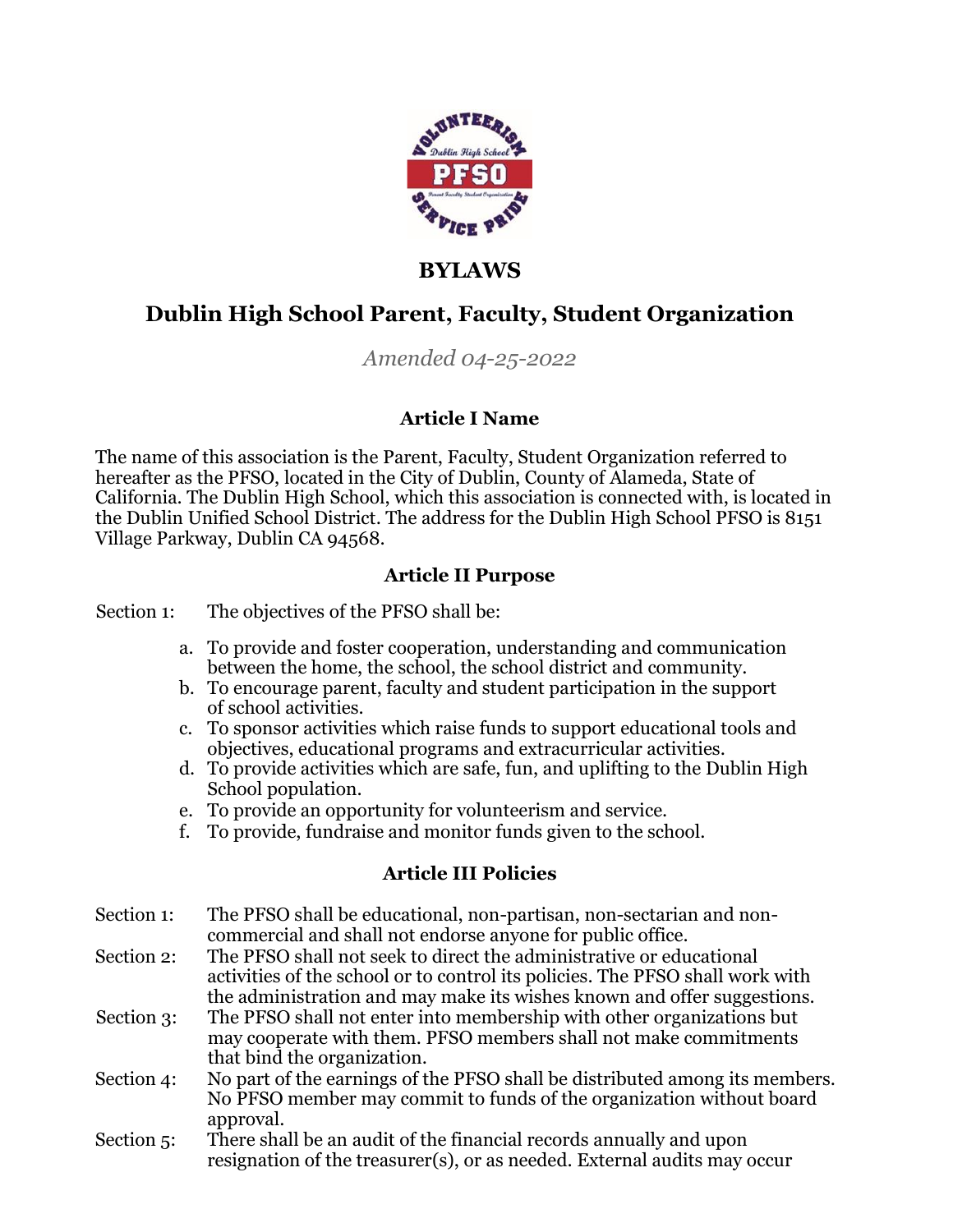# BYLAWS

# Dublin High School Parent, Faculty, Student Organization

*Amended 04-25-2022*

## Article I Name

The name of this association is the Parent, Faculty, Student Organization referred to hereafter as the PFSO, located in the City of Dublin, County of Alameda, State of California. The Dublin High School, which this association is connected with, is located in the Dublin Unified School District. The address for the Dublin High School PFSO is 8151 Village Parkway, Dublin CA 94568.

## Article II Purpose

Section 1: The objectives of the PFSO shall be:

a. To provide and foster cooperation, understanding and communication between the home, the school, the school district and community.
b. To encourage parent, faculty and student participation in the support of school activities.
c. To sponsor activities which raise funds to support educational tools and objectives, educational programs and extracurricular activities.
d. To provide activities which are safe, fun, and uplifting to the Dublin High School population.
e. To provide an opportunity for volunteerism and service.
f. To provide, fundraise and monitor funds given to the school.

## Article III Policies

Section 1: The PFSO shall be educational, non-partisan, non-sectarian and non-commercial and shall not endorse anyone for public office.

Section 2: The PFSO shall not seek to direct the administrative or educational activities of the school or to control its policies. The PFSO shall work with the administration and may make its wishes known and offer suggestions.

Section 3: The PFSO shall not enter into membership with other organizations but may cooperate with them. PFSO members shall not make commitments that bind the organization.

Section 4: No part of the earnings of the PFSO shall be distributed among its members. No PFSO member may commit to funds of the organization without board approval.

Section 5: There shall be an audit of the financial records annually and upon resignation of the treasurer(s), or as needed. External audits may occur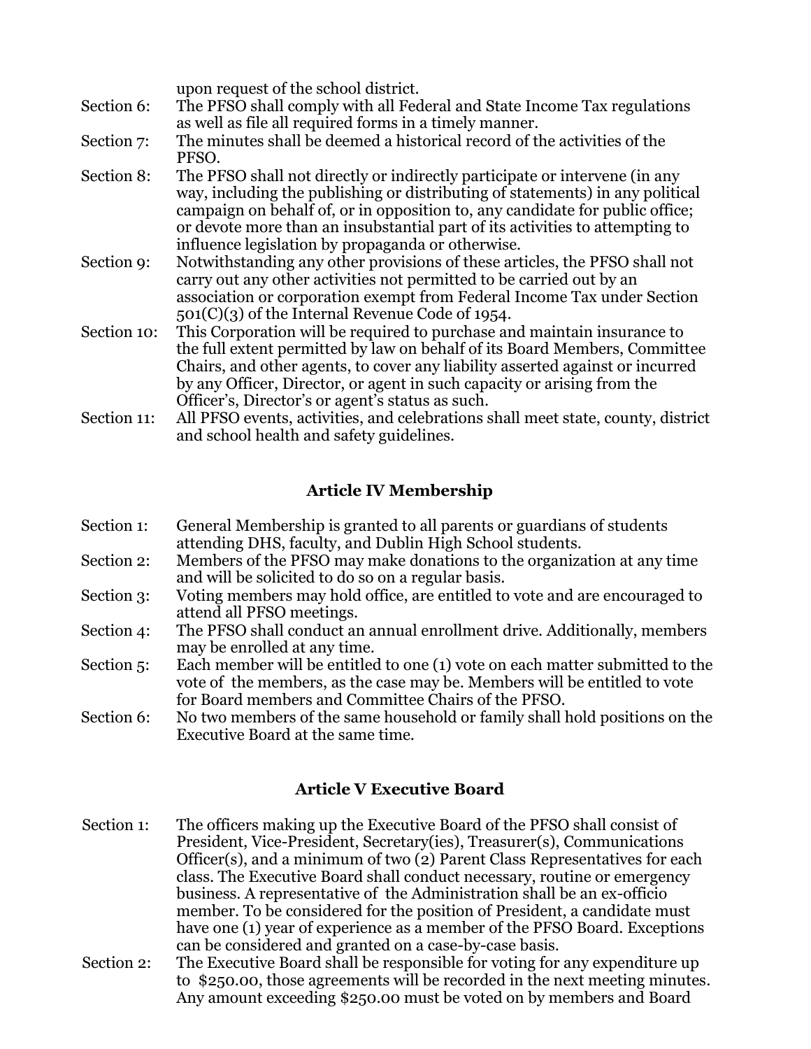upon request of the school district.

Section 6: The PFSO shall comply with all Federal and State Income Tax regulations as well as file all required forms in a timely manner.

Section 7: The minutes shall be deemed a historical record of the activities of the PFSO.

Section 8: The PFSO shall not directly or indirectly participate or intervene (in any way, including the publishing or distributing of statements) in any political campaign on behalf of, or in opposition to, any candidate for public office; or devote more than an insubstantial part of its activities to attempting to influence legislation by propaganda or otherwise.

Section 9: Notwithstanding any other provisions of these articles, the PFSO shall not carry out any other activities not permitted to be carried out by an association or corporation exempt from Federal Income Tax under Section 501(C)(3) of the Internal Revenue Code of 1954.

Section 10: This Corporation will be required to purchase and maintain insurance to the full extent permitted by law on behalf of its Board Members, Committee Chairs, and other agents, to cover any liability asserted against or incurred by any Officer, Director, or agent in such capacity or arising from the Officer's, Director's or agent's status as such.

Section 11: All PFSO events, activities, and celebrations shall meet state, county, district and school health and safety guidelines.

## Article IV Membership

Section 1: General Membership is granted to all parents or guardians of students attending DHS, faculty, and Dublin High School students.

Section 2: Members of the PFSO may make donations to the organization at any time and will be solicited to do so on a regular basis.

Section 3: Voting members may hold office, are entitled to vote and are encouraged to attend all PFSO meetings.

Section 4: The PFSO shall conduct an annual enrollment drive. Additionally, members may be enrolled at any time.

Section 5: Each member will be entitled to one (1) vote on each matter submitted to the vote of the members, as the case may be. Members will be entitled to vote for Board members and Committee Chairs of the PFSO.

Section 6: No two members of the same household or family shall hold positions on the Executive Board at the same time.

## Article V Executive Board

Section 1: The officers making up the Executive Board of the PFSO shall consist of President, Vice-President, Secretary(ies), Treasurer(s), Communications Officer(s), and a minimum of two (2) Parent Class Representatives for each class. The Executive Board shall conduct necessary, routine or emergency business. A representative of the Administration shall be an ex-officio member. To be considered for the position of President, a candidate must have one (1) year of experience as a member of the PFSO Board. Exceptions can be considered and granted on a case-by-case basis.

Section 2: The Executive Board shall be responsible for voting for any expenditure up to $250.00, those agreements will be recorded in the next meeting minutes. Any amount exceeding $250.00 must be voted on by members and Board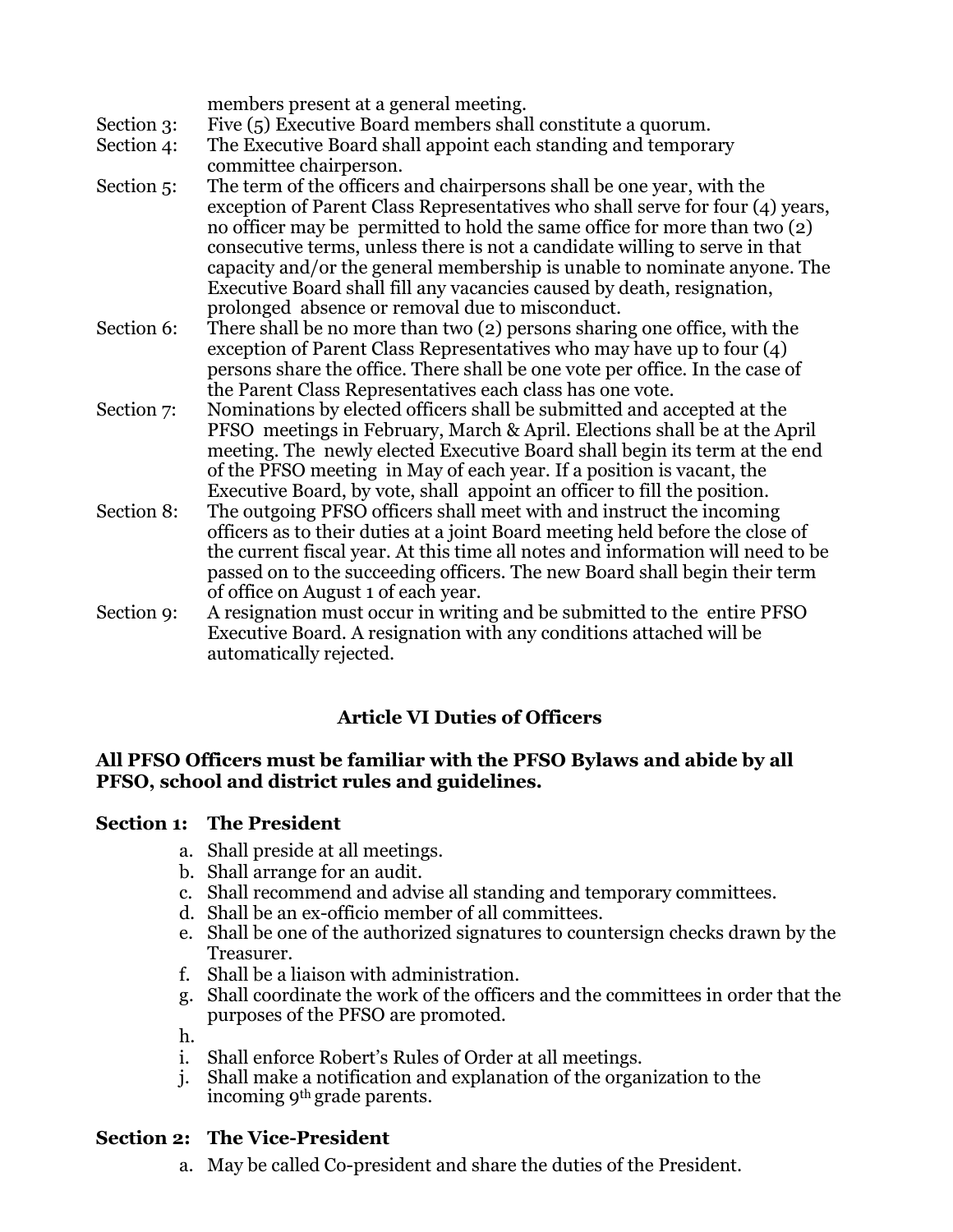members present at a general meeting.

Section 3: Five (5) Executive Board members shall constitute a quorum.

Section 4: The Executive Board shall appoint each standing and temporary committee chairperson.

Section 5: The term of the officers and chairpersons shall be one year, with the exception of Parent Class Representatives who shall serve for four (4) years, no officer may be permitted to hold the same office for more than two (2) consecutive terms, unless there is not a candidate willing to serve in that capacity and/or the general membership is unable to nominate anyone. The Executive Board shall fill any vacancies caused by death, resignation, prolonged absence or removal due to misconduct.

Section 6: There shall be no more than two (2) persons sharing one office, with the exception of Parent Class Representatives who may have up to four (4) persons share the office. There shall be one vote per office. In the case of the Parent Class Representatives each class has one vote.

Section 7: Nominations by elected officers shall be submitted and accepted at the PFSO meetings in February, March & April. Elections shall be at the April meeting. The newly elected Executive Board shall begin its term at the end of the PFSO meeting in May of each year. If a position is vacant, the Executive Board, by vote, shall appoint an officer to fill the position.

Section 8: The outgoing PFSO officers shall meet with and instruct the incoming officers as to their duties at a joint Board meeting held before the close of the current fiscal year. At this time all notes and information will need to be passed on to the succeeding officers. The new Board shall begin their term of office on August 1 of each year.

Section 9: A resignation must occur in writing and be submitted to the entire PFSO Executive Board. A resignation with any conditions attached will be automatically rejected.

## Article VI Duties of Officers

**All PFSO Officers must be familiar with the PFSO Bylaws and abide by all PFSO, school and district rules and guidelines.**

### Section 1: The President

a. Shall preside at all meetings.
b. Shall arrange for an audit.
c. Shall recommend and advise all standing and temporary committees.
d. Shall be an ex-officio member of all committees.
e. Shall be one of the authorized signatures to countersign checks drawn by the Treasurer.
f. Shall be a liaison with administration.
g. Shall coordinate the work of the officers and the committees in order that the purposes of the PFSO are promoted.
h.
i. Shall enforce Robert's Rules of Order at all meetings.
j. Shall make a notification and explanation of the organization to the incoming 9th grade parents.

### Section 2: The Vice-President

a. May be called Co-president and share the duties of the President.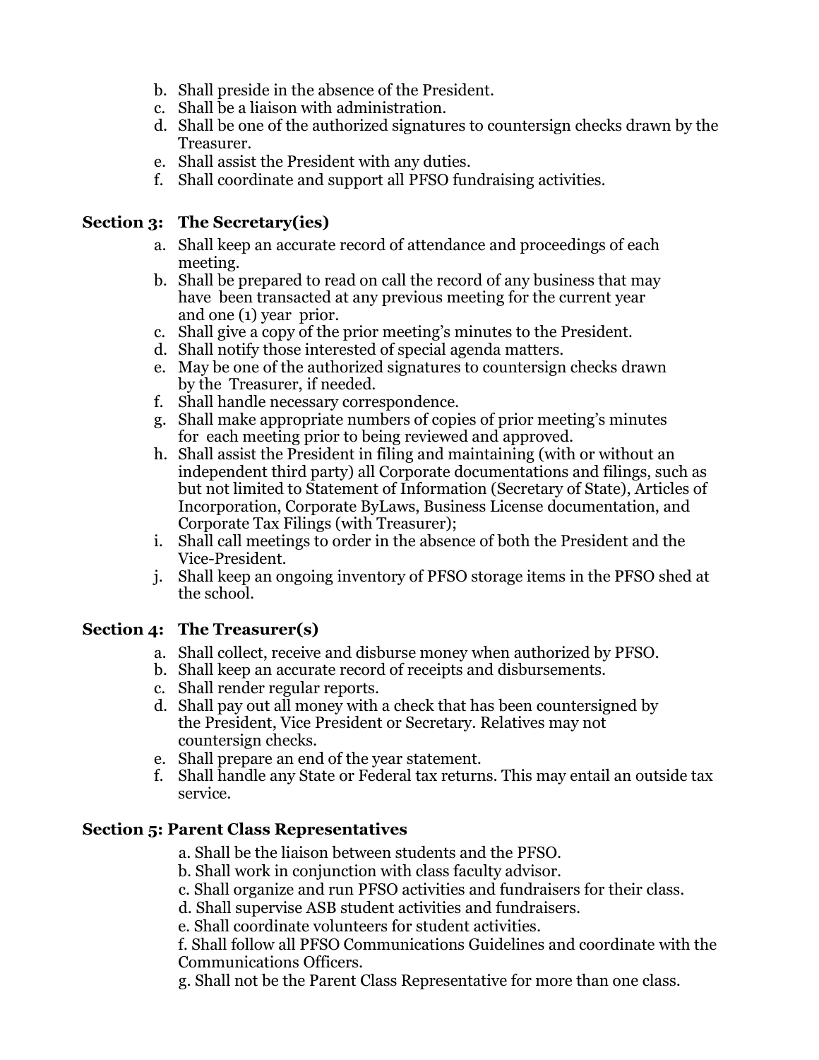b. Shall preside in the absence of the President.
c. Shall be a liaison with administration.
d. Shall be one of the authorized signatures to countersign checks drawn by the Treasurer.
e. Shall assist the President with any duties.
f. Shall coordinate and support all PFSO fundraising activities.

### Section 3: The Secretary(ies)

a. Shall keep an accurate record of attendance and proceedings of each meeting.
b. Shall be prepared to read on call the record of any business that may have been transacted at any previous meeting for the current year and one (1) year prior.
c. Shall give a copy of the prior meeting's minutes to the President.
d. Shall notify those interested of special agenda matters.
e. May be one of the authorized signatures to countersign checks drawn by the Treasurer, if needed.
f. Shall handle necessary correspondence.
g. Shall make appropriate numbers of copies of prior meeting's minutes for each meeting prior to being reviewed and approved.
h. Shall assist the President in filing and maintaining (with or without an independent third party) all Corporate documentations and filings, such as but not limited to Statement of Information (Secretary of State), Articles of Incorporation, Corporate ByLaws, Business License documentation, and Corporate Tax Filings (with Treasurer);
i. Shall call meetings to order in the absence of both the President and the Vice-President.
j. Shall keep an ongoing inventory of PFSO storage items in the PFSO shed at the school.

### Section 4: The Treasurer(s)

a. Shall collect, receive and disburse money when authorized by PFSO.
b. Shall keep an accurate record of receipts and disbursements.
c. Shall render regular reports.
d. Shall pay out all money with a check that has been countersigned by the President, Vice President or Secretary. Relatives may not countersign checks.
e. Shall prepare an end of the year statement.
f. Shall handle any State or Federal tax returns. This may entail an outside tax service.

### Section 5: Parent Class Representatives

a. Shall be the liaison between students and the PFSO.
b. Shall work in conjunction with class faculty advisor.
c. Shall organize and run PFSO activities and fundraisers for their class.
d. Shall supervise ASB student activities and fundraisers.
e. Shall coordinate volunteers for student activities.
f. Shall follow all PFSO Communications Guidelines and coordinate with the Communications Officers.
g. Shall not be the Parent Class Representative for more than one class.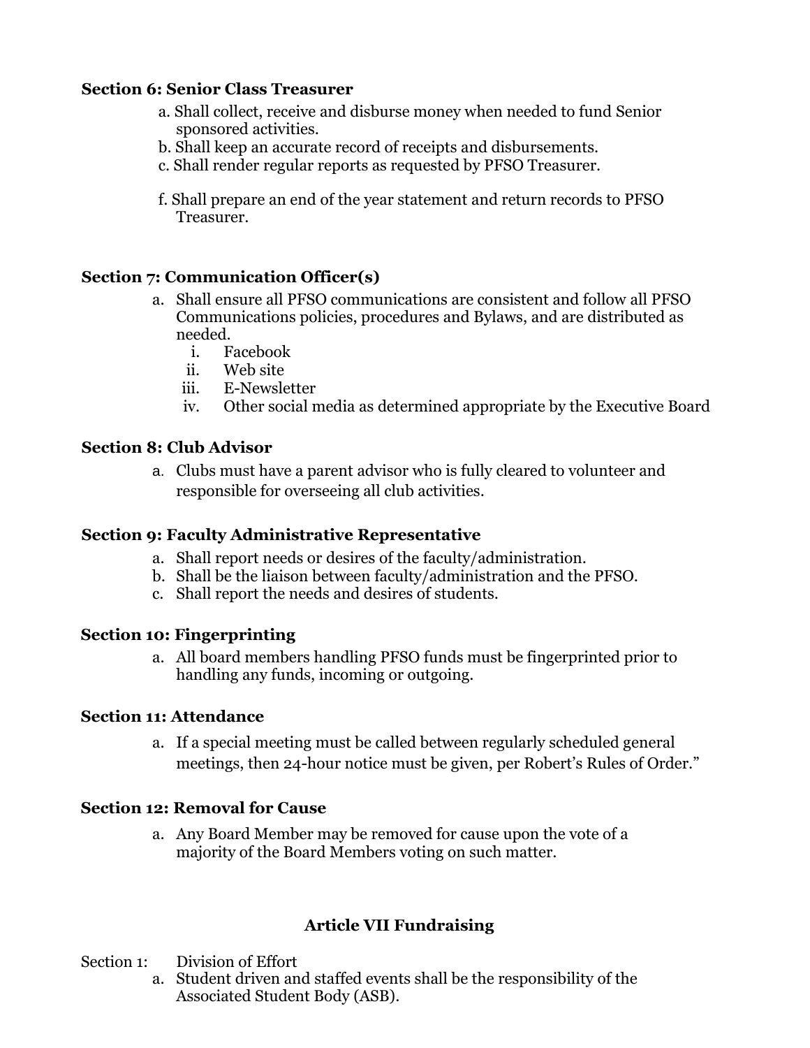**Section 6: Senior Class Treasurer**

a. Shall collect, receive and disburse money when needed to fund Senior sponsored activities.
b. Shall keep an accurate record of receipts and disbursements.
c. Shall render regular reports as requested by PFSO Treasurer.

f. Shall prepare an end of the year statement and return records to PFSO Treasurer.

**Section 7: Communication Officer(s)**

a. Shall ensure all PFSO communications are consistent and follow all PFSO Communications policies, procedures and Bylaws, and are distributed as needed.
   i. Facebook
   ii. Web site
   iii. E-Newsletter
   iv. Other social media as determined appropriate by the Executive Board

**Section 8: Club Advisor**

a. Clubs must have a parent advisor who is fully cleared to volunteer and responsible for overseeing all club activities.

**Section 9: Faculty Administrative Representative**

a. Shall report needs or desires of the faculty/administration.
b. Shall be the liaison between faculty/administration and the PFSO.
c. Shall report the needs and desires of students.

**Section 10: Fingerprinting**

a. All board members handling PFSO funds must be fingerprinted prior to handling any funds, incoming or outgoing.

**Section 11: Attendance**

a. If a special meeting must be called between regularly scheduled general meetings, then 24-hour notice must be given, per Robert's Rules of Order."

**Section 12: Removal for Cause**

a. Any Board Member may be removed for cause upon the vote of a majority of the Board Members voting on such matter.

## Article VII Fundraising

Section 1: Division of Effort

a. Student driven and staffed events shall be the responsibility of the Associated Student Body (ASB).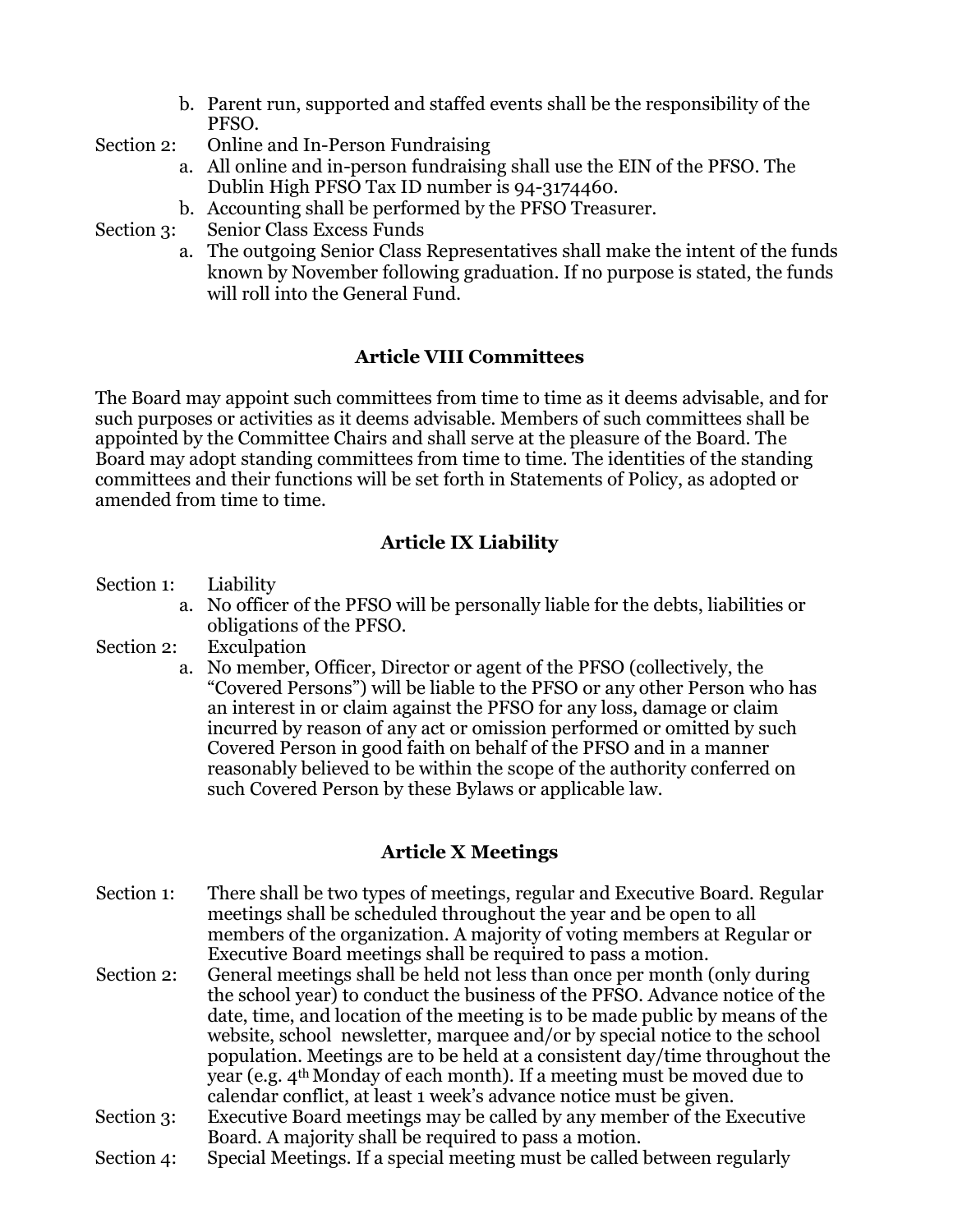b. Parent run, supported and staffed events shall be the responsibility of the PFSO.

Section 2: Online and In-Person Fundraising

a. All online and in-person fundraising shall use the EIN of the PFSO. The Dublin High PFSO Tax ID number is 94-3174460.
b. Accounting shall be performed by the PFSO Treasurer.

Section 3: Senior Class Excess Funds

a. The outgoing Senior Class Representatives shall make the intent of the funds known by November following graduation. If no purpose is stated, the funds will roll into the General Fund.

## Article VIII Committees

The Board may appoint such committees from time to time as it deems advisable, and for such purposes or activities as it deems advisable. Members of such committees shall be appointed by the Committee Chairs and shall serve at the pleasure of the Board. The Board may adopt standing committees from time to time. The identities of the standing committees and their functions will be set forth in Statements of Policy, as adopted or amended from time to time.

## Article IX Liability

Section 1: Liability

a. No officer of the PFSO will be personally liable for the debts, liabilities or obligations of the PFSO.

Section 2: Exculpation

a. No member, Officer, Director or agent of the PFSO (collectively, the "Covered Persons") will be liable to the PFSO or any other Person who has an interest in or claim against the PFSO for any loss, damage or claim incurred by reason of any act or omission performed or omitted by such Covered Person in good faith on behalf of the PFSO and in a manner reasonably believed to be within the scope of the authority conferred on such Covered Person by these Bylaws or applicable law.

## Article X Meetings

Section 1: There shall be two types of meetings, regular and Executive Board. Regular meetings shall be scheduled throughout the year and be open to all members of the organization. A majority of voting members at Regular or Executive Board meetings shall be required to pass a motion.

Section 2: General meetings shall be held not less than once per month (only during the school year) to conduct the business of the PFSO. Advance notice of the date, time, and location of the meeting is to be made public by means of the website, school newsletter, marquee and/or by special notice to the school population. Meetings are to be held at a consistent day/time throughout the year (e.g. 4th Monday of each month). If a meeting must be moved due to calendar conflict, at least 1 week's advance notice must be given.

Section 3: Executive Board meetings may be called by any member of the Executive Board. A majority shall be required to pass a motion.

Section 4: Special Meetings. If a special meeting must be called between regularly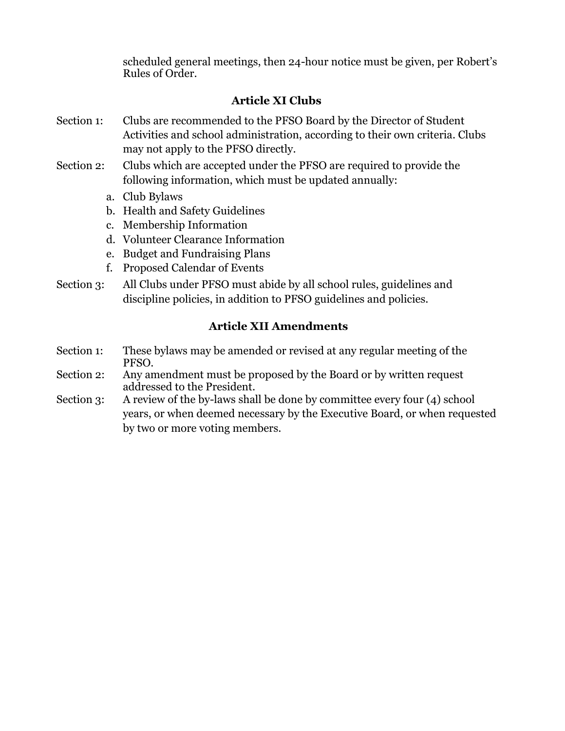scheduled general meetings, then 24-hour notice must be given, per Robert's Rules of Order.

## Article XI Clubs

Section 1: Clubs are recommended to the PFSO Board by the Director of Student Activities and school administration, according to their own criteria. Clubs may not apply to the PFSO directly.

Section 2: Clubs which are accepted under the PFSO are required to provide the following information, which must be updated annually:

a. Club Bylaws
b. Health and Safety Guidelines
c. Membership Information
d. Volunteer Clearance Information
e. Budget and Fundraising Plans
f. Proposed Calendar of Events

Section 3: All Clubs under PFSO must abide by all school rules, guidelines and discipline policies, in addition to PFSO guidelines and policies.

## Article XII Amendments

Section 1: These bylaws may be amended or revised at any regular meeting of the PFSO.

Section 2: Any amendment must be proposed by the Board or by written request addressed to the President.

Section 3: A review of the by-laws shall be done by committee every four (4) school years, or when deemed necessary by the Executive Board, or when requested by two or more voting members.